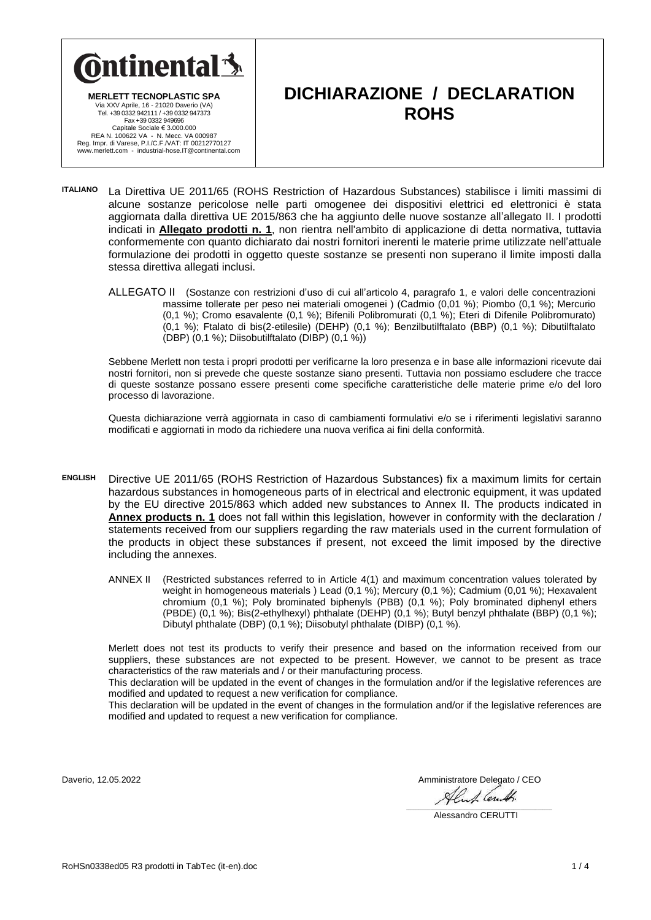**Ontinental**

**MERLETT TECNOPLASTIC SPA**
Via XXV Aprile, 16 - 21020 Daverio (VA)
Tel. +39 0332 942111 / +39 0332 947373
Fax +39 0332 949696
Capitale Sociale € 3.000.000
REA N. 100622 VA - N. Mecc. VA 000987
Reg. Impr. di Varese, P.I./C.F./VAT: IT 00212770127
www.merlett.com - industrial-hose.IT@continental.com

# DICHIARAZIONE / DECLARATION ROHS

**ITALIANO** La Direttiva UE 2011/65 (ROHS Restriction of Hazardous Substances) stabilisce i limiti massimi di alcune sostanze pericolose nelle parti omogenee dei dispositivi elettrici ed elettronici è stata aggiornata dalla direttiva UE 2015/863 che ha aggiunto delle nuove sostanze all'allegato II. I prodotti indicati in **Allegato prodotti n. 1**, non rientra nell'ambito di applicazione di detta normativa, tuttavia conformemente con quanto dichiarato dai nostri fornitori inerenti le materie prime utilizzate nell'attuale formulazione dei prodotti in oggetto queste sostanze se presenti non superano il limite imposti dalla stessa direttiva allegati inclusi.

ALLEGATO II (Sostanze con restrizioni d'uso di cui all'articolo 4, paragrafo 1, e valori delle concentrazioni massime tollerate per peso nei materiali omogenei ) (Cadmio (0,01 %); Piombo (0,1 %); Mercurio (0,1 %); Cromo esavalente (0,1 %); Bifenili Polibromurati (0,1 %); Eteri di Difenile Polibromurato) (0,1 %); Ftalato di bis(2-etilesile) (DEHP) (0,1 %); Benzilbutilftalato (BBP) (0,1 %); Dibutilftalato (DBP) (0,1 %); Diisobutilftalato (DIBP) (0,1 %))

Sebbene Merlett non testa i propri prodotti per verificarne la loro presenza e in base alle informazioni ricevute dai nostri fornitori, non si prevede che queste sostanze siano presenti. Tuttavia non possiamo escludere che tracce di queste sostanze possano essere presenti come specifiche caratteristiche delle materie prime e/o del loro processo di lavorazione.

Questa dichiarazione verrà aggiornata in caso di cambiamenti formulativi e/o se i riferimenti legislativi saranno modificati e aggiornati in modo da richiedere una nuova verifica ai fini della conformità.

**ENGLISH** Directive UE 2011/65 (ROHS Restriction of Hazardous Substances) fix a maximum limits for certain hazardous substances in homogeneous parts of in electrical and electronic equipment, it was updated by the EU directive 2015/863 which added new substances to Annex II. The products indicated in **Annex products n. 1** does not fall within this legislation, however in conformity with the declaration / statements received from our suppliers regarding the raw materials used in the current formulation of the products in object these substances if present, not exceed the limit imposed by the directive including the annexes.

ANNEX II (Restricted substances referred to in Article 4(1) and maximum concentration values tolerated by weight in homogeneous materials ) Lead (0,1 %); Mercury (0,1 %); Cadmium (0,01 %); Hexavalent chromium (0,1 %); Poly brominated biphenyls (PBB) (0,1 %); Poly brominated diphenyl ethers (PBDE) (0,1 %); Bis(2-ethylhexyl) phthalate (DEHP) (0,1 %); Butyl benzyl phthalate (BBP) (0,1 %); Dibutyl phthalate (DBP) (0,1 %); Diisobutyl phthalate (DIBP) (0,1 %).

Merlett does not test its products to verify their presence and based on the information received from our suppliers, these substances are not expected to be present. However, we cannot to be present as trace characteristics of the raw materials and / or their manufacturing process.

This declaration will be updated in the event of changes in the formulation and/or if the legislative references are modified and updated to request a new verification for compliance.

This declaration will be updated in the event of changes in the formulation and/or if the legislative references are modified and updated to request a new verification for compliance.

Daverio, 12.05.2022

Amministratore Delegato / CEO

Alessandro CERUTTI

RoHSn0338ed05 R3 prodotti in TabTec (it-en).doc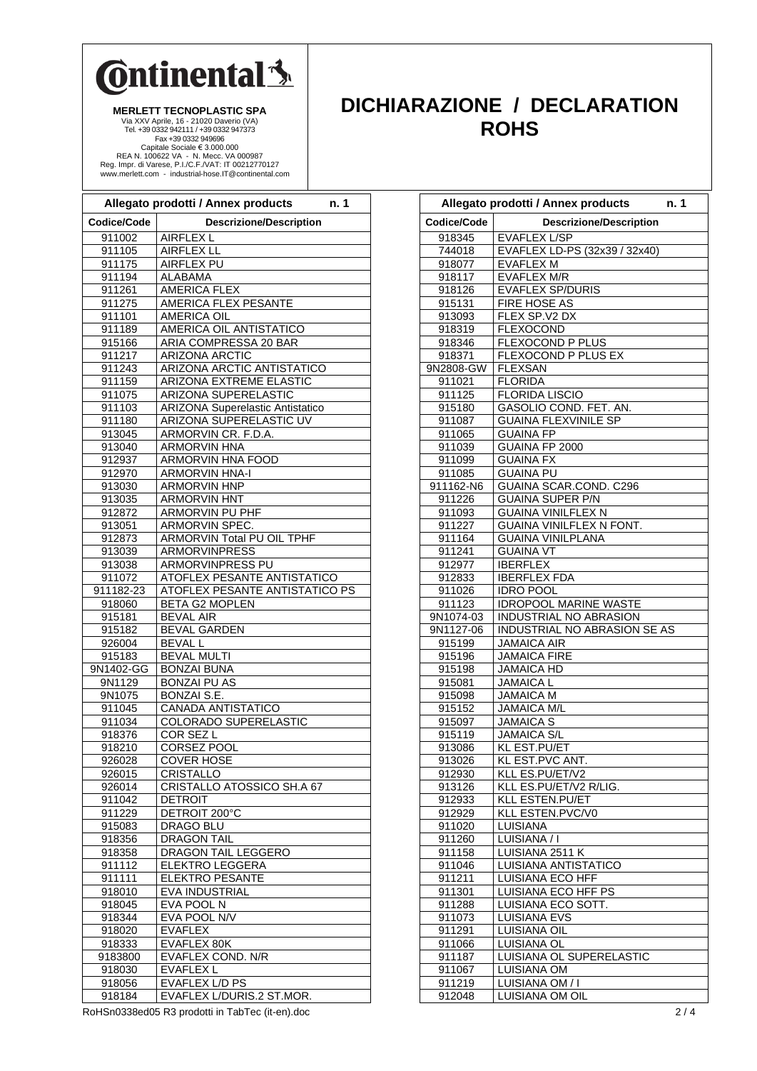**Continental**

**MERLETT TECNOPLASTIC SPA**
Via XXV Aprile, 16 - 21020 Daverio (VA)
Tel. +39 0332 942111 / +39 0332 947373
Fax +39 0332 949696
Capitale Sociale € 3.000.000
REA N. 100622 VA - N. Mecc. VA 000987
Reg. Impr. di Varese, P.I./C.F./VAT: IT 00212770127
www.merlett.com - industrial-hose.IT@continental.com

# DICHIARAZIONE / DECLARATION ROHS

**Allegato prodotti / Annex products n. 1**

| Codice/Code | Descrizione/Description |
|---|---|
| 911002 | AIRFLEX L |
| 911105 | AIRFLEX LL |
| 911175 | AIRFLEX PU |
| 911194 | ALABAMA |
| 911261 | AMERICA FLEX |
| 911275 | AMERICA FLEX PESANTE |
| 911101 | AMERICA OIL |
| 911189 | AMERICA OIL ANTISTATICO |
| 915166 | ARIA COMPRESSA 20 BAR |
| 911217 | ARIZONA ARCTIC |
| 911243 | ARIZONA ARCTIC ANTISTATICO |
| 911159 | ARIZONA EXTREME ELASTIC |
| 911075 | ARIZONA SUPERELASTIC |
| 911103 | ARIZONA Superelastic Antistatico |
| 911180 | ARIZONA SUPERELASTIC UV |
| 913045 | ARMORVIN CR. F.D.A. |
| 913040 | ARMORVIN HNA |
| 912937 | ARMORVIN HNA FOOD |
| 912970 | ARMORVIN HNA-I |
| 913030 | ARMORVIN HNP |
| 913035 | ARMORVIN HNT |
| 912872 | ARMORVIN PU PHF |
| 913051 | ARMORVIN SPEC. |
| 912873 | ARMORVIN Total PU OIL TPHF |
| 913039 | ARMORVINPRESS |
| 913038 | ARMORVINPRESS PU |
| 911072 | ATOFLEX PESANTE ANTISTATICO |
| 911182-23 | ATOFLEX PESANTE ANTISTATICO PS |
| 918060 | BETA G2 MOPLEN |
| 915181 | BEVAL AIR |
| 915182 | BEVAL GARDEN |
| 926004 | BEVAL L |
| 915183 | BEVAL MULTI |
| 9N1402-GG | BONZAI BUNA |
| 9N1129 | BONZAI PU AS |
| 9N1075 | BONZAI S.E. |
| 911045 | CANADA ANTISTATICO |
| 911034 | COLORADO SUPERELASTIC |
| 918376 | COR SEZ L |
| 918210 | CORSEZ POOL |
| 926028 | COVER HOSE |
| 926015 | CRISTALLO |
| 926014 | CRISTALLO ATOSSICO SH.A 67 |
| 911042 | DETROIT |
| 911229 | DETROIT 200°C |
| 915083 | DRAGO BLU |
| 918356 | DRAGON TAIL |
| 918358 | DRAGON TAIL LEGGERO |
| 911112 | ELEKTRO LEGGERA |
| 911111 | ELEKTRO PESANTE |
| 918010 | EVA INDUSTRIAL |
| 918045 | EVA POOL N |
| 918344 | EVA POOL N/V |
| 918020 | EVAFLEX |
| 918333 | EVAFLEX 80K |
| 9183800 | EVAFLEX COND. N/R |
| 918030 | EVAFLEX L |
| 918056 | EVAFLEX L/D PS |
| 918184 | EVAFLEX L/DURIS.2 ST.MOR. |
| 918345 | EVAFLEX L/SP |
| 744018 | EVAFLEX LD-PS (32x39 / 32x40) |
| 918077 | EVAFLEX M |
| 918117 | EVAFLEX M/R |
| 918126 | EVAFLEX SP/DURIS |
| 915131 | FIRE HOSE AS |
| 913093 | FLEX SP.V2 DX |
| 918319 | FLEXOCOND |
| 918346 | FLEXOCOND P PLUS |
| 918371 | FLEXOCOND P PLUS EX |
| 9N2808-GW | FLEXSAN |
| 911021 | FLORIDA |
| 911125 | FLORIDA LISCIO |
| 915180 | GASOLIO COND. FET. AN. |
| 911087 | GUAINA FLEXVINILE SP |
| 911065 | GUAINA FP |
| 911039 | GUAINA FP 2000 |
| 911099 | GUAINA FX |
| 911085 | GUAINA PU |
| 911162-N6 | GUAINA SCAR.COND. C296 |
| 911226 | GUAINA SUPER P/N |
| 911093 | GUAINA VINILFLEX N |
| 911227 | GUAINA VINILFLEX N FONT. |
| 911164 | GUAINA VINILPLANA |
| 911241 | GUAINA VT |
| 912977 | IBERFLEX |
| 912833 | IBERFLEX FDA |
| 911026 | IDRO POOL |
| 911123 | IDROPOOL MARINE WASTE |
| 9N1074-03 | INDUSTRIAL NO ABRASION |
| 9N1127-06 | INDUSTRIAL NO ABRASION SE AS |
| 915199 | JAMAICA AIR |
| 915196 | JAMAICA FIRE |
| 915198 | JAMAICA HD |
| 915081 | JAMAICA L |
| 915098 | JAMAICA M |
| 915152 | JAMAICA M/L |
| 915097 | JAMAICA S |
| 915119 | JAMAICA S/L |
| 913086 | KL EST.PU/ET |
| 913026 | KL EST.PVC ANT. |
| 912930 | KLL ES.PU/ET/V2 |
| 913126 | KLL ES.PU/ET/V2 R/LIG. |
| 912933 | KLL ESTEN.PU/ET |
| 912929 | KLL ESTEN.PVC/V0 |
| 911020 | LUISIANA |
| 911260 | LUISIANA / I |
| 911158 | LUISIANA 2511 K |
| 911046 | LUISIANA ANTISTATICO |
| 911211 | LUISIANA ECO HFF |
| 911301 | LUISIANA ECO HFF PS |
| 911288 | LUISIANA ECO SOTT. |
| 911073 | LUISIANA EVS |
| 911291 | LUISIANA OIL |
| 911066 | LUISIANA OL |
| 911187 | LUISIANA OL SUPERELASTIC |
| 911067 | LUISIANA OM |
| 911219 | LUISIANA OM / I |
| 912048 | LUISIANA OM OIL |

RoHSn0338ed05 R3 prodotti in TabTec (it-en).doc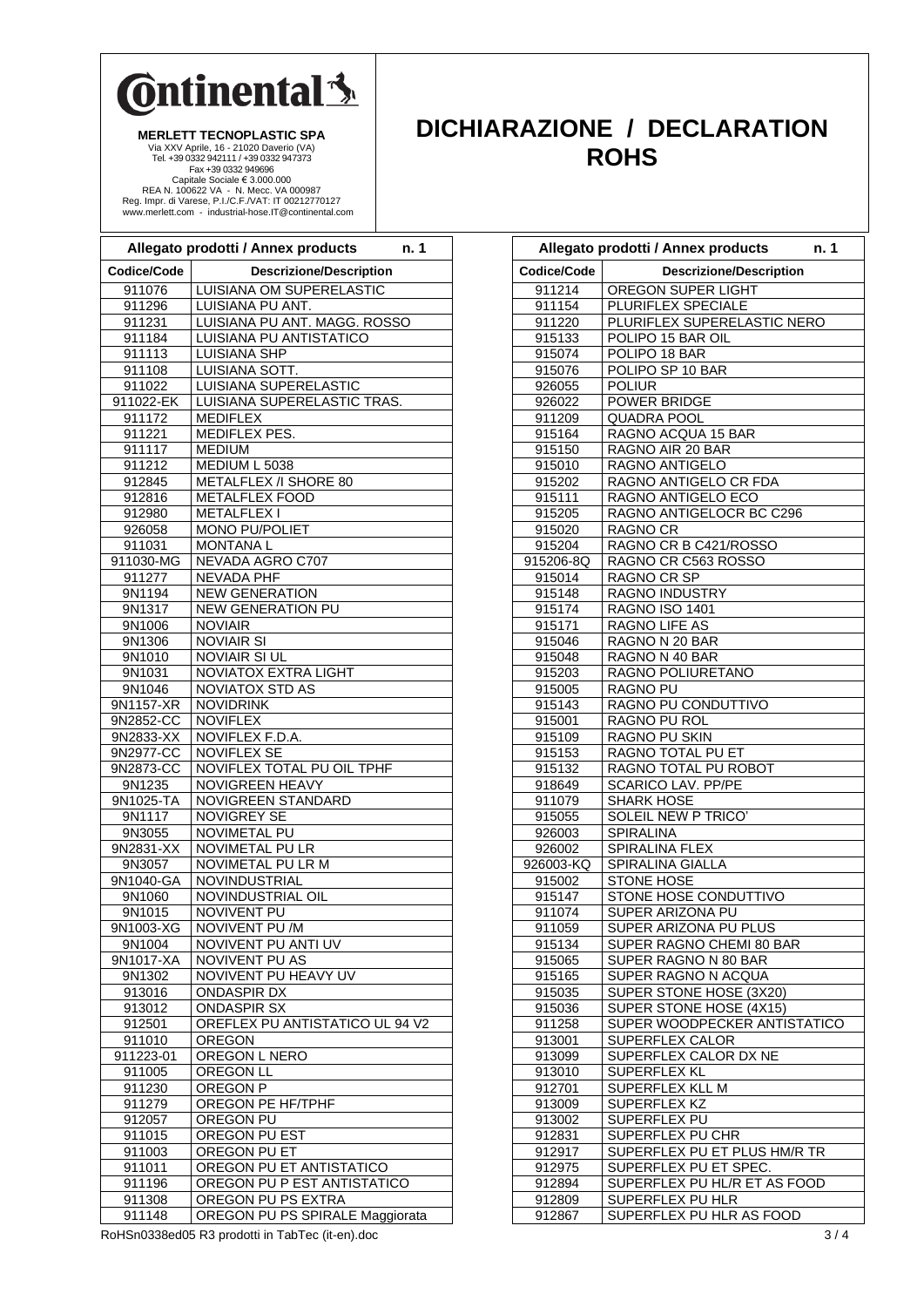**Ontinental**

**MERLETT TECNOPLASTIC SPA**
Via XXV Aprile, 16 - 21020 Daverio (VA)
Tel. +39 0332 942111 / +39 0332 947373
Fax +39 0332 949696
Capitale Sociale € 3.000.000
REA N. 100622 VA - N. Mecc. VA 000987
Reg. Impr. di Varese, P.I./C.F./VAT: IT 00212770127
www.merlett.com - industrial-hose.IT@continental.com

# DICHIARAZIONE / DECLARATION ROHS

**Allegato prodotti / Annex products n. 1**

| Codice/Code | Descrizione/Description |
|---|---|
| 911076 | LUISIANA OM SUPERELASTIC |
| 911296 | LUISIANA PU ANT. |
| 911231 | LUISIANA PU ANT. MAGG. ROSSO |
| 911184 | LUISIANA PU ANTISTATICO |
| 911113 | LUISIANA SHP |
| 911108 | LUISIANA SOTT. |
| 911022 | LUISIANA SUPERELASTIC |
| 911022-EK | LUISIANA SUPERELASTIC TRAS. |
| 911172 | MEDIFLEX |
| 911221 | MEDIFLEX PES. |
| 911117 | MEDIUM |
| 911212 | MEDIUM L 5038 |
| 912845 | METALFLEX /I SHORE 80 |
| 912816 | METALFLEX FOOD |
| 912980 | METALFLEX I |
| 926058 | MONO PU/POLIET |
| 911031 | MONTANA L |
| 911030-MG | NEVADA AGRO C707 |
| 911277 | NEVADA PHF |
| 9N1194 | NEW GENERATION |
| 9N1317 | NEW GENERATION PU |
| 9N1006 | NOVIAIR |
| 9N1306 | NOVIAIR SI |
| 9N1010 | NOVIAIR SI UL |
| 9N1031 | NOVIATOX EXTRA LIGHT |
| 9N1046 | NOVIATOX STD AS |
| 9N1157-XR | NOVIDRINK |
| 9N2852-CC | NOVIFLEX |
| 9N2833-XX | NOVIFLEX F.D.A. |
| 9N2977-CC | NOVIFLEX SE |
| 9N2873-CC | NOVIFLEX TOTAL PU OIL TPHF |
| 9N1235 | NOVIGREEN HEAVY |
| 9N1025-TA | NOVIGREEN STANDARD |
| 9N1117 | NOVIGREY SE |
| 9N3055 | NOVIMETAL PU |
| 9N2831-XX | NOVIMETAL PU LR |
| 9N3057 | NOVIMETAL PU LR M |
| 9N1040-GA | NOVINDUSTRIAL |
| 9N1060 | NOVINDUSTRIAL OIL |
| 9N1015 | NOVIVENT PU |
| 9N1003-XG | NOVIVENT PU /M |
| 9N1004 | NOVIVENT PU ANTI UV |
| 9N1017-XA | NOVIVENT PU AS |
| 9N1302 | NOVIVENT PU HEAVY UV |
| 913016 | ONDASPIR DX |
| 913012 | ONDASPIR SX |
| 912501 | OREFLEX PU ANTISTATICO UL 94 V2 |
| 911010 | OREGON |
| 911223-01 | OREGON L NERO |
| 911005 | OREGON LL |
| 911230 | OREGON P |
| 911279 | OREGON PE HF/TPHF |
| 912057 | OREGON PU |
| 911015 | OREGON PU EST |
| 911003 | OREGON PU ET |
| 911011 | OREGON PU ET ANTISTATICO |
| 911196 | OREGON PU P EST ANTISTATICO |
| 911308 | OREGON PU PS EXTRA |
| 911148 | OREGON PU PS SPIRALE Maggiorata |
| 911214 | OREGON SUPER LIGHT |
| 911154 | PLURIFLEX SPECIALE |
| 911220 | PLURIFLEX SUPERELASTIC NERO |
| 915133 | POLIPO 15 BAR OIL |
| 915074 | POLIPO 18 BAR |
| 915076 | POLIPO SP 10 BAR |
| 926055 | POLIUR |
| 926022 | POWER BRIDGE |
| 911209 | QUADRA POOL |
| 915164 | RAGNO ACQUA 15 BAR |
| 915150 | RAGNO AIR 20 BAR |
| 915010 | RAGNO ANTIGELO |
| 915202 | RAGNO ANTIGELO CR FDA |
| 915111 | RAGNO ANTIGELO ECO |
| 915205 | RAGNO ANTIGELOCR BC C296 |
| 915020 | RAGNO CR |
| 915204 | RAGNO CR B C421/ROSSO |
| 915206-8Q | RAGNO CR C563 ROSSO |
| 915014 | RAGNO CR SP |
| 915148 | RAGNO INDUSTRY |
| 915174 | RAGNO ISO 1401 |
| 915171 | RAGNO LIFE AS |
| 915046 | RAGNO N 20 BAR |
| 915048 | RAGNO N 40 BAR |
| 915203 | RAGNO POLIURETANO |
| 915005 | RAGNO PU |
| 915143 | RAGNO PU CONDUTTIVO |
| 915001 | RAGNO PU ROL |
| 915109 | RAGNO PU SKIN |
| 915153 | RAGNO TOTAL PU ET |
| 915132 | RAGNO TOTAL PU ROBOT |
| 918649 | SCARICO LAV. PP/PE |
| 911079 | SHARK HOSE |
| 915055 | SOLEIL NEW P TRICO' |
| 926003 | SPIRALINA |
| 926002 | SPIRALINA FLEX |
| 926003-KQ | SPIRALINA GIALLA |
| 915002 | STONE HOSE |
| 915147 | STONE HOSE CONDUTTIVO |
| 911074 | SUPER ARIZONA PU |
| 911059 | SUPER ARIZONA PU PLUS |
| 915134 | SUPER RAGNO CHEMI 80 BAR |
| 915065 | SUPER RAGNO N 80 BAR |
| 915165 | SUPER RAGNO N ACQUA |
| 915035 | SUPER STONE HOSE (3X20) |
| 915036 | SUPER STONE HOSE (4X15) |
| 911258 | SUPER WOODPECKER ANTISTATICO |
| 913001 | SUPERFLEX CALOR |
| 913099 | SUPERFLEX CALOR DX NE |
| 913010 | SUPERFLEX KL |
| 912701 | SUPERFLEX KLL M |
| 913009 | SUPERFLEX KZ |
| 913002 | SUPERFLEX PU |
| 912831 | SUPERFLEX PU CHR |
| 912917 | SUPERFLEX PU ET PLUS HM/R TR |
| 912975 | SUPERFLEX PU ET SPEC. |
| 912894 | SUPERFLEX PU HL/R ET AS FOOD |
| 912809 | SUPERFLEX PU HLR |
| 912867 | SUPERFLEX PU HLR AS FOOD |

RoHSn0338ed05 R3 prodotti in TabTec (it-en).doc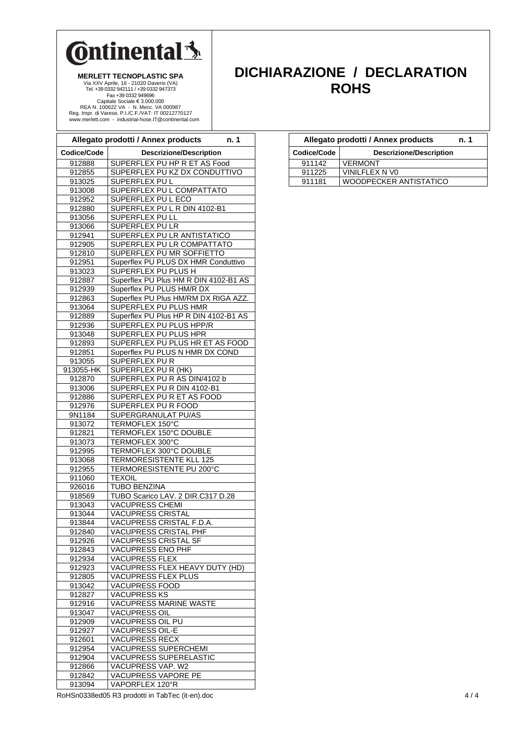Continental

**MERLETT TECNOPLASTIC SPA**
Via XXV Aprile, 16 - 21020 Daverio (VA)
Tel. +39 0332 942111 / +39 0332 947373
Fax +39 0332 949696
Capitale Sociale € 3.000.000
REA N. 100622 VA - N. Mecc. VA 000987
Reg. Impr. di Varese, P.I./C.F./VAT: IT 00212770127
www.merlett.com - industrial-hose.IT@continental.com

# DICHIARAZIONE / DECLARATION ROHS

**Allegato prodotti / Annex products n. 1**

| Codice/Code | Descrizione/Description |
|---|---|
| 912888 | SUPERFLEX PU HP R ET AS Food |
| 912855 | SUPERFLEX PU KZ DX CONDUTTIVO |
| 913025 | SUPERFLEX PU L |
| 913008 | SUPERFLEX PU L COMPATTATO |
| 912952 | SUPERFLEX PU L ECO |
| 912880 | SUPERFLEX PU L R DIN 4102-B1 |
| 913056 | SUPERFLEX PU LL |
| 913066 | SUPERFLEX PU LR |
| 912941 | SUPERFLEX PU LR ANTISTATICO |
| 912905 | SUPERFLEX PU LR COMPATTATO |
| 912810 | SUPERFLEX PU MR SOFFIETTO |
| 912951 | Superflex PU PLUS DX HMR Conduttivo |
| 913023 | SUPERFLEX PU PLUS H |
| 912887 | Superflex PU Plus HM R DIN 4102-B1 AS |
| 912939 | Superflex PU PLUS HM/R DX |
| 912863 | Superflex PU Plus HM/RM DX RIGA AZZ. |
| 913064 | SUPERFLEX PU PLUS HMR |
| 912889 | Superflex PU Plus HP R DIN 4102-B1 AS |
| 912936 | SUPERFLEX PU PLUS HPP/R |
| 913048 | SUPERFLEX PU PLUS HPR |
| 912893 | SUPERFLEX PU PLUS HR ET AS FOOD |
| 912851 | Superflex PU PLUS N HMR DX COND |
| 913055 | SUPERFLEX PU R |
| 913055-HK | SUPERFLEX PU R (HK) |
| 912870 | SUPERFLEX PU R AS DIN/4102 b |
| 913006 | SUPERFLEX PU R DIN 4102-B1 |
| 912886 | SUPERFLEX PU R ET AS FOOD |
| 912976 | SUPERFLEX PU R FOOD |
| 9N1184 | SUPERGRANULAT PU/AS |
| 913072 | TERMOFLEX 150°C |
| 912821 | TERMOFLEX 150°C DOUBLE |
| 913073 | TERMOFLEX 300°C |
| 912995 | TERMOFLEX 300°C DOUBLE |
| 913068 | TERMORESISTENTE KLL 125 |
| 912955 | TERMORESISTENTE PU 200°C |
| 911060 | TEXOIL |
| 926016 | TUBO BENZINA |
| 918569 | TUBO Scarico LAV. 2 DIR.C317 D.28 |
| 913043 | VACUPRESS CHEMI |
| 913044 | VACUPRESS CRISTAL |
| 913844 | VACUPRESS CRISTAL F.D.A. |
| 912840 | VACUPRESS CRISTAL PHF |
| 912926 | VACUPRESS CRISTAL SF |
| 912843 | VACUPRESS ENO PHF |
| 912934 | VACUPRESS FLEX |
| 912923 | VACUPRESS FLEX HEAVY DUTY (HD) |
| 912805 | VACUPRESS FLEX PLUS |
| 913042 | VACUPRESS FOOD |
| 912827 | VACUPRESS KS |
| 912916 | VACUPRESS MARINE WASTE |
| 913047 | VACUPRESS OIL |
| 912909 | VACUPRESS OIL PU |
| 912927 | VACUPRESS OIL-E |
| 912601 | VACUPRESS RECX |
| 912954 | VACUPRESS SUPERCHEMI |
| 912904 | VACUPRESS SUPERELASTIC |
| 912866 | VACUPRESS VAP. W2 |
| 912842 | VACUPRESS VAPORE PE |
| 913094 | VAPORFLEX 120°R |
| 911142 | VERMONT |
| 911225 | VINILFLEX N V0 |
| 911181 | WOODPECKER ANTISTATICO |

RoHSn0338ed05 R3 prodotti in TabTec (it-en).doc